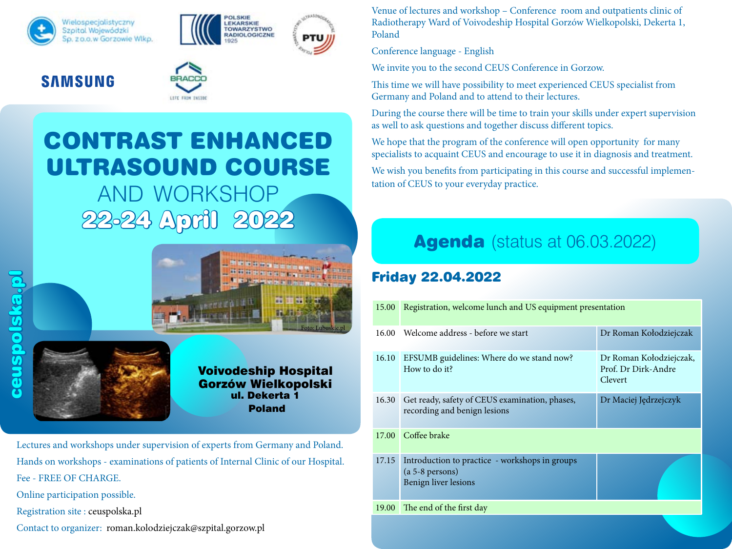Wielospecjalistyczny Szpital Wojewódzki Sp. z o.o. w Gorzowie Wlkp.

POLSKIE LEKARSKIE TOWARZYSTWO RADIOLOGICZNE 1925

PTU

SAMSUNG

BRACCO LIFE FROM INSIDE

# CONTRAST ENHANCED ULTRASOUND COURSE AND WORKSHOP

## 22-24 April 2022

Foto: Lubuskie.pl

**Voivodeship Hospital Gorzów Wielkopolski ul. Dekerta 1 Poland**

ceuspolska.pl

Lectures and workshops under supervision of experts from Germany and Poland.

Hands on workshops - examinations of patients of Internal Clinic of our Hospital.

Fee - FREE OF CHARGE.

Online participation possible.

Registration site : ceuspolska.pl

Contact to organizer: roman.kolodziejczak@szpital.gorzow.pl

Venue of lectures and workshop – Conference room and outpatients clinic of Radiotherapy Ward of Voivodeship Hospital Gorzów Wielkopolski, Dekerta 1, Poland

Conference language - English

We invite you to the second CEUS Conference in Gorzow.

This time we will have possibility to meet experienced CEUS specialist from Germany and Poland and to attend to their lectures.

During the course there will be time to train your skills under expert supervision as well to ask questions and together discuss different topics.

We hope that the program of the conference will open opportunity for many specialists to acquaint CEUS and encourage to use it in diagnosis and treatment.

We wish you benefits from participating in this course and successful implementation of CEUS to your everyday practice.

## Agenda (status at 06.03.2022)

### Friday 22.04.2022

| Time | Topic | Speaker |
|---|---|---|
| 15.00 | Registration, welcome lunch and US equipment presentation | |
| 16.00 | Welcome address - before we start | Dr Roman Kołodziejczak |
| 16.10 | EFSUMB guidelines: Where do we stand now? How to do it? | Dr Roman Kołodziejczak, Prof. Dr Dirk-Andre Clevert |
| 16.30 | Get ready, safety of CEUS examination, phases, recording and benign lesions | Dr Maciej Jędrzejczyk |
| 17.00 | Coffee brake | |
| 17.15 | Introduction to practice - workshops in groups (a 5-8 persons) Benign liver lesions | |
| 19.00 | The end of the first day | |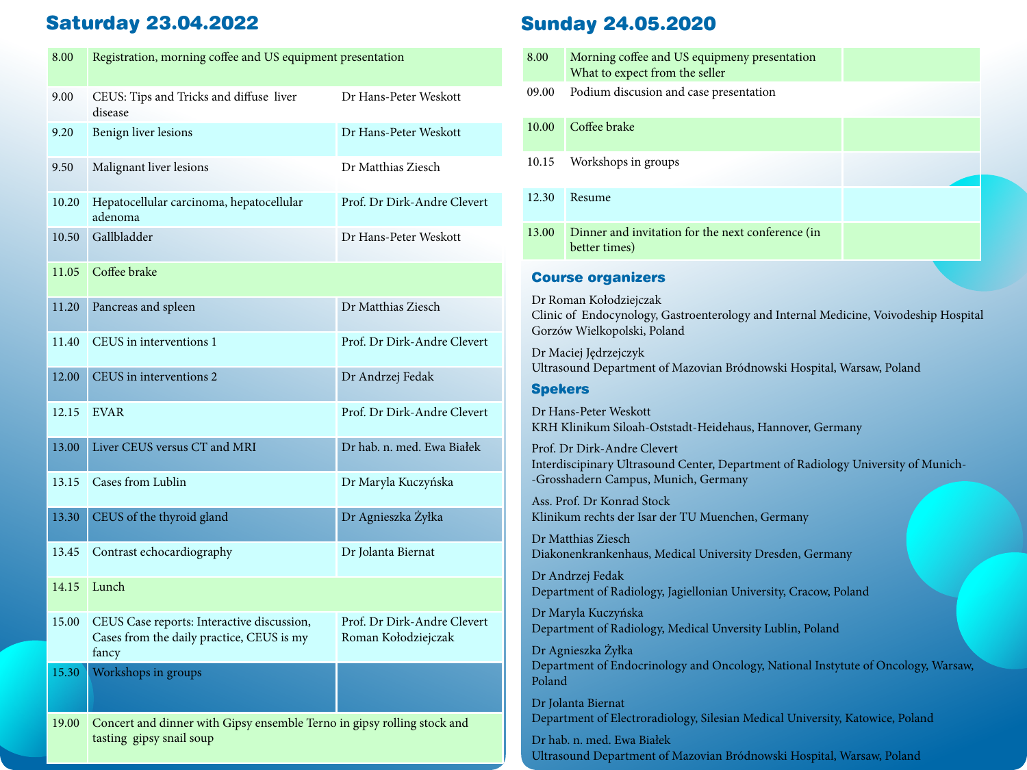## Saturday 23.04.2022

| | | |
|---|---|---|
| 8.00 | Registration, morning coffee and US equipment presentation | |
| 9.00 | CEUS: Tips and Tricks and diffuse liver disease | Dr Hans-Peter Weskott |
| 9.20 | Benign liver lesions | Dr Hans-Peter Weskott |
| 9.50 | Malignant liver lesions | Dr Matthias Ziesch |
| 10.20 | Hepatocellular carcinoma, hepatocellular adenoma | Prof. Dr Dirk-Andre Clevert |
| 10.50 | Gallbladder | Dr Hans-Peter Weskott |
| 11.05 | Coffee brake | |
| 11.20 | Pancreas and spleen | Dr Matthias Ziesch |
| 11.40 | CEUS in interventions 1 | Prof. Dr Dirk-Andre Clevert |
| 12.00 | CEUS in interventions 2 | Dr Andrzej Fedak |
| 12.15 | EVAR | Prof. Dr Dirk-Andre Clevert |
| 13.00 | Liver CEUS versus CT and MRI | Dr hab. n. med. Ewa Białek |
| 13.15 | Cases from Lublin | Dr Maryla Kuczyńska |
| 13.30 | CEUS of the thyroid gland | Dr Agnieszka Żyłka |
| 13.45 | Contrast echocardiography | Dr Jolanta Biernat |
| 14.15 | Lunch | |
| 15.00 | CEUS Case reports: Interactive discussion, Cases from the daily practice, CEUS is my fancy | Prof. Dr Dirk-Andre Clevert Roman Kołodziejczak |
| 15.30 | Workshops in groups | |
| 19.00 | Concert and dinner with Gipsy ensemble Terno in gipsy rolling stock and tasting gipsy snail soup | |

## Sunday 24.05.2020

| | | |
|---|---|---|
| 8.00 | Morning coffee and US equipmeny presentation What to expect from the seller | |
| 09.00 | Podium discusion and case presentation | |
| 10.00 | Coffee brake | |
| 10.15 | Workshops in groups | |
| 12.30 | Resume | |
| 13.00 | Dinner and invitation for the next conference (in better times) | |

### Course organizers

Dr Roman Kołodziejczak
Clinic of Endocynology, Gastroenterology and Internal Medicine, Voivodeship Hospital Gorzów Wielkopolski, Poland

Dr Maciej Jędrzejczyk
Ultrasound Department of Mazovian Bródnowski Hospital, Warsaw, Poland

### Spekers

Dr Hans-Peter Weskott
KRH Klinikum Siloah-Oststadt-Heidehaus, Hannover, Germany

Prof. Dr Dirk-Andre Clevert
Interdisciplinary Ultrasound Center, Department of Radiology University of Munich--Grosshadern Campus, Munich, Germany

Ass. Prof. Dr Konrad Stock
Klinikum rechts der Isar der TU Muenchen, Germany

Dr Matthias Ziesch
Diakonenkrankenhaus, Medical University Dresden, Germany

Dr Andrzej Fedak
Department of Radiology, Jagiellonian University, Cracow, Poland

Dr Maryla Kuczyńska
Department of Radiology, Medical Unversity Lublin, Poland

Dr Agnieszka Żyłka
Department of Endocrinology and Oncology, National Instytute of Oncology, Warsaw, Poland

Dr Jolanta Biernat
Department of Electroradiology, Silesian Medical University, Katowice, Poland

Dr hab. n. med. Ewa Białek
Ultrasound Department of Mazovian Bródnowski Hospital, Warsaw, Poland